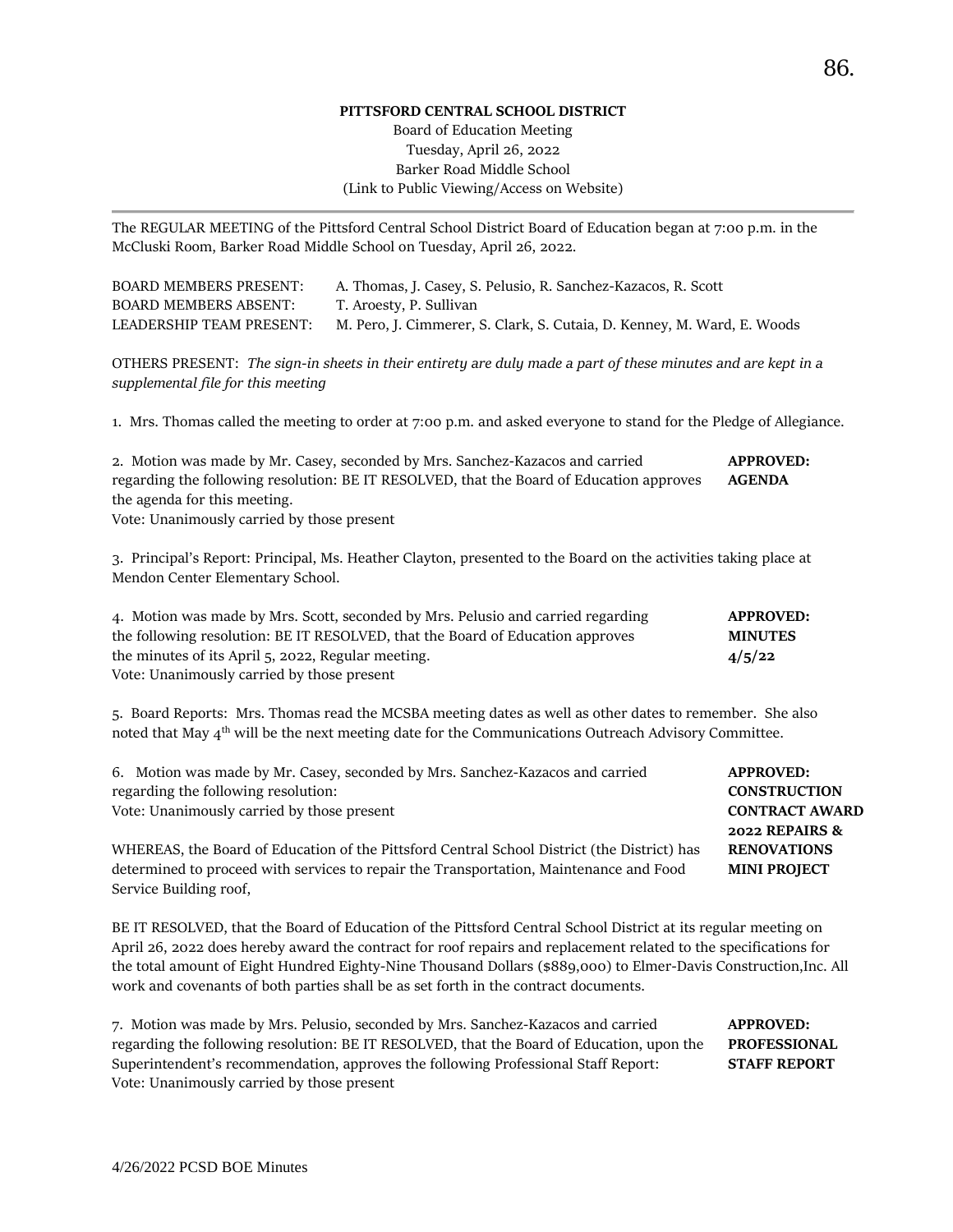**PITTSFORD CENTRAL SCHOOL DISTRICT**

Board of Education Meeting
Tuesday, April 26, 2022
Barker Road Middle School
(Link to Public Viewing/Access on Website)

---

The REGULAR MEETING of the Pittsford Central School District Board of Education began at 7:00 p.m. in the McCluski Room, Barker Road Middle School on Tuesday, April 26, 2022.

BOARD MEMBERS PRESENT: A. Thomas, J. Casey, S. Pelusio, R. Sanchez-Kazacos, R. Scott
BOARD MEMBERS ABSENT: T. Aroesty, P. Sullivan
LEADERSHIP TEAM PRESENT: M. Pero, J. Cimmerer, S. Clark, S. Cutaia, D. Kenney, M. Ward, E. Woods

OTHERS PRESENT: *The sign-in sheets in their entirety are duly made a part of these minutes and are kept in a supplemental file for this meeting*

1. Mrs. Thomas called the meeting to order at 7:00 p.m. and asked everyone to stand for the Pledge of Allegiance.

2. Motion was made by Mr. Casey, seconded by Mrs. Sanchez-Kazacos and carried regarding the following resolution: BE IT RESOLVED, that the Board of Education approves the agenda for this meeting.
Vote: Unanimously carried by those present

**APPROVED: AGENDA**

3. Principal's Report: Principal, Ms. Heather Clayton, presented to the Board on the activities taking place at Mendon Center Elementary School.

4. Motion was made by Mrs. Scott, seconded by Mrs. Pelusio and carried regarding the following resolution: BE IT RESOLVED, that the Board of Education approves the minutes of its April 5, 2022, Regular meeting.
Vote: Unanimously carried by those present

**APPROVED: MINUTES 4/5/22**

5. Board Reports: Mrs. Thomas read the MCSBA meeting dates as well as other dates to remember. She also noted that May 4th will be the next meeting date for the Communications Outreach Advisory Committee.

6. Motion was made by Mr. Casey, seconded by Mrs. Sanchez-Kazacos and carried regarding the following resolution:
Vote: Unanimously carried by those present

**APPROVED: CONSTRUCTION CONTRACT AWARD 2022 REPAIRS & RENOVATIONS MINI PROJECT**

WHEREAS, the Board of Education of the Pittsford Central School District (the District) has determined to proceed with services to repair the Transportation, Maintenance and Food Service Building roof,

BE IT RESOLVED, that the Board of Education of the Pittsford Central School District at its regular meeting on April 26, 2022 does hereby award the contract for roof repairs and replacement related to the specifications for the total amount of Eight Hundred Eighty-Nine Thousand Dollars ($889,000) to Elmer-Davis Construction,Inc. All work and covenants of both parties shall be as set forth in the contract documents.

7. Motion was made by Mrs. Pelusio, seconded by Mrs. Sanchez-Kazacos and carried regarding the following resolution: BE IT RESOLVED, that the Board of Education, upon the Superintendent's recommendation, approves the following Professional Staff Report:
Vote: Unanimously carried by those present

**APPROVED: PROFESSIONAL STAFF REPORT**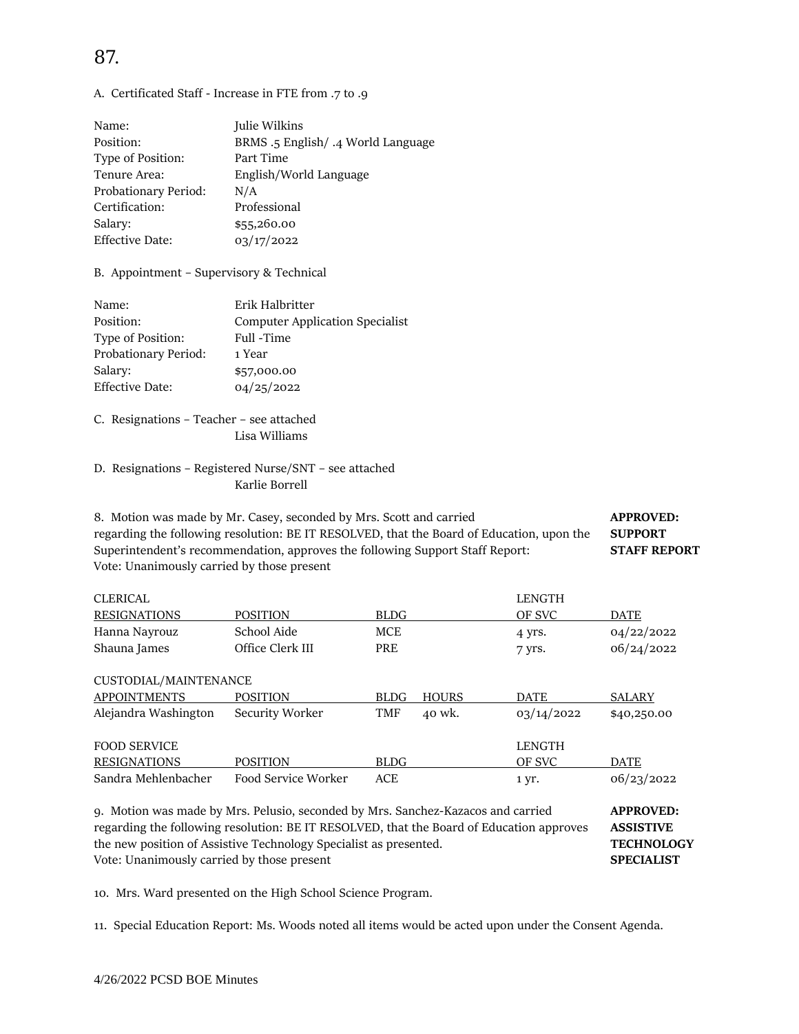87.

A. Certificated Staff - Increase in FTE from .7 to .9

| | |
|---|---|
| Name: | Julie Wilkins |
| Position: | BRMS .5 English/ .4 World Language |
| Type of Position: | Part Time |
| Tenure Area: | English/World Language |
| Probationary Period: | N/A |
| Certification: | Professional |
| Salary: | $55,260.00 |
| Effective Date: | 03/17/2022 |

B. Appointment – Supervisory & Technical

| | |
|---|---|
| Name: | Erik Halbritter |
| Position: | Computer Application Specialist |
| Type of Position: | Full -Time |
| Probationary Period: | 1 Year |
| Salary: | $57,000.00 |
| Effective Date: | 04/25/2022 |

C. Resignations – Teacher – see attached
Lisa Williams

D. Resignations – Registered Nurse/SNT – see attached
Karlie Borrell

8. Motion was made by Mr. Casey, seconded by Mrs. Scott and carried regarding the following resolution: BE IT RESOLVED, that the Board of Education, upon the Superintendent's recommendation, approves the following Support Staff Report:
Vote: Unanimously carried by those present

**APPROVED: SUPPORT STAFF REPORT**

CLERICAL

| RESIGNATIONS | POSITION | BLDG | LENGTH OF SVC | DATE |
|---|---|---|---|---|
| Hanna Nayrouz | School Aide | MCE | 4 yrs. | 04/22/2022 |
| Shauna James | Office Clerk III | PRE | 7 yrs. | 06/24/2022 |

CUSTODIAL/MAINTENANCE

| APPOINTMENTS | POSITION | BLDG | HOURS | DATE | SALARY |
|---|---|---|---|---|---|
| Alejandra Washington | Security Worker | TMF | 40 wk. | 03/14/2022 | $40,250.00 |

FOOD SERVICE

| RESIGNATIONS | POSITION | BLDG | LENGTH OF SVC | DATE |
|---|---|---|---|---|
| Sandra Mehlenbacher | Food Service Worker | ACE | 1 yr. | 06/23/2022 |

9. Motion was made by Mrs. Pelusio, seconded by Mrs. Sanchez-Kazacos and carried regarding the following resolution: BE IT RESOLVED, that the Board of Education approves the new position of Assistive Technology Specialist as presented.
Vote: Unanimously carried by those present

**APPROVED: ASSISTIVE TECHNOLOGY SPECIALIST**

10. Mrs. Ward presented on the High School Science Program.

11. Special Education Report: Ms. Woods noted all items would be acted upon under the Consent Agenda.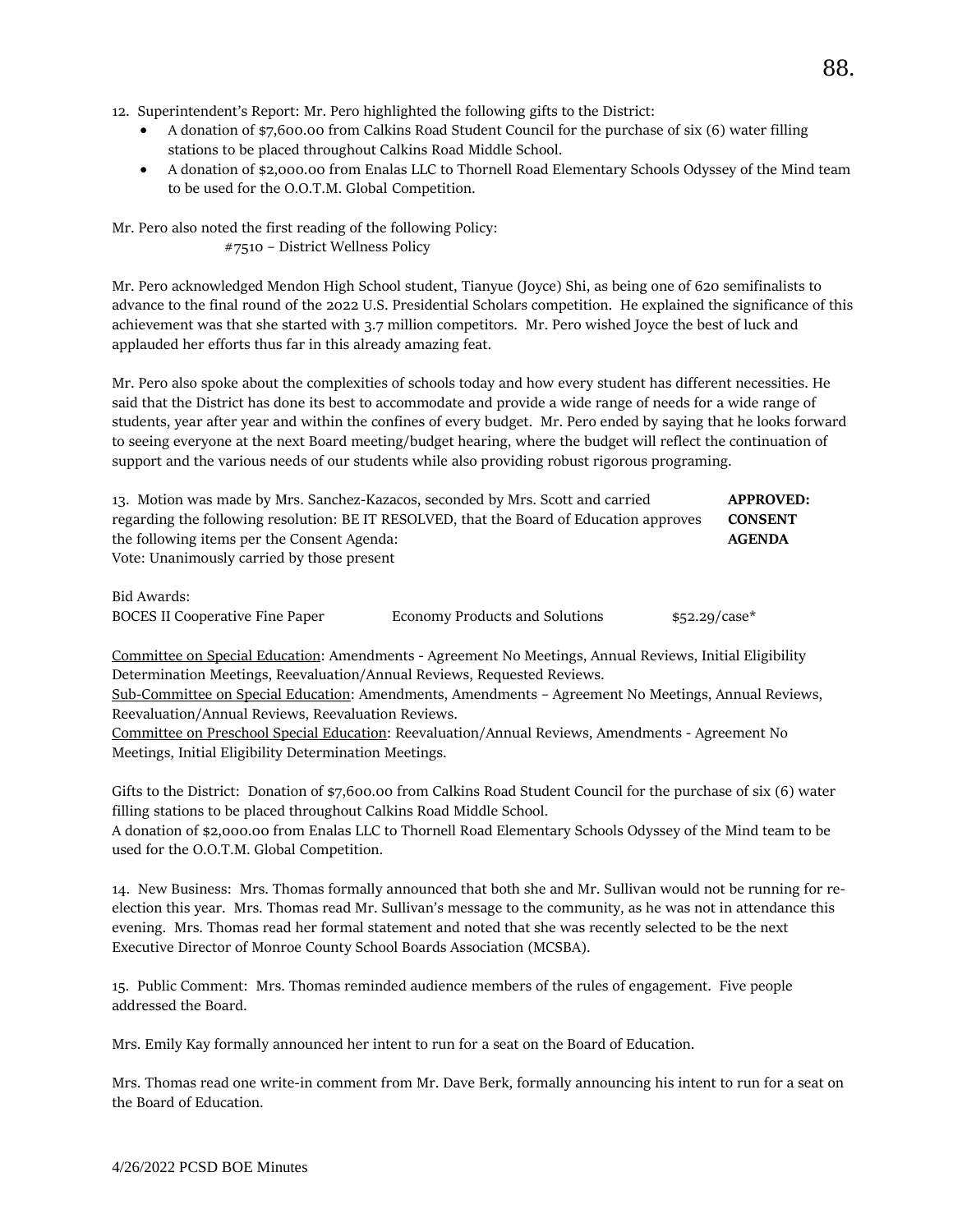12. Superintendent's Report: Mr. Pero highlighted the following gifts to the District:
   - A donation of $7,600.00 from Calkins Road Student Council for the purchase of six (6) water filling stations to be placed throughout Calkins Road Middle School.
   - A donation of $2,000.00 from Enalas LLC to Thornell Road Elementary Schools Odyssey of the Mind team to be used for the O.O.T.M. Global Competition.

Mr. Pero also noted the first reading of the following Policy:
#7510 – District Wellness Policy

Mr. Pero acknowledged Mendon High School student, Tianyue (Joyce) Shi, as being one of 620 semifinalists to advance to the final round of the 2022 U.S. Presidential Scholars competition. He explained the significance of this achievement was that she started with 3.7 million competitors. Mr. Pero wished Joyce the best of luck and applauded her efforts thus far in this already amazing feat.

Mr. Pero also spoke about the complexities of schools today and how every student has different necessities. He said that the District has done its best to accommodate and provide a wide range of needs for a wide range of students, year after year and within the confines of every budget. Mr. Pero ended by saying that he looks forward to seeing everyone at the next Board meeting/budget hearing, where the budget will reflect the continuation of support and the various needs of our students while also providing robust rigorous programing.

13. Motion was made by Mrs. Sanchez-Kazacos, seconded by Mrs. Scott and carried regarding the following resolution: BE IT RESOLVED, that the Board of Education approves the following items per the Consent Agenda:
Vote: Unanimously carried by those present

**APPROVED: CONSENT AGENDA**

Bid Awards:

| BOCES II Cooperative Fine Paper | Economy Products and Solutions | $52.29/case* |
|---|---|---|

Committee on Special Education: Amendments - Agreement No Meetings, Annual Reviews, Initial Eligibility Determination Meetings, Reevaluation/Annual Reviews, Requested Reviews.
Sub-Committee on Special Education: Amendments, Amendments – Agreement No Meetings, Annual Reviews, Reevaluation/Annual Reviews, Reevaluation Reviews.
Committee on Preschool Special Education: Reevaluation/Annual Reviews, Amendments - Agreement No Meetings, Initial Eligibility Determination Meetings.

Gifts to the District: Donation of $7,600.00 from Calkins Road Student Council for the purchase of six (6) water filling stations to be placed throughout Calkins Road Middle School.
A donation of $2,000.00 from Enalas LLC to Thornell Road Elementary Schools Odyssey of the Mind team to be used for the O.O.T.M. Global Competition.

14. New Business: Mrs. Thomas formally announced that both she and Mr. Sullivan would not be running for re-election this year. Mrs. Thomas read Mr. Sullivan's message to the community, as he was not in attendance this evening. Mrs. Thomas read her formal statement and noted that she was recently selected to be the next Executive Director of Monroe County School Boards Association (MCSBA).

15. Public Comment: Mrs. Thomas reminded audience members of the rules of engagement. Five people addressed the Board.

Mrs. Emily Kay formally announced her intent to run for a seat on the Board of Education.

Mrs. Thomas read one write-in comment from Mr. Dave Berk, formally announcing his intent to run for a seat on the Board of Education.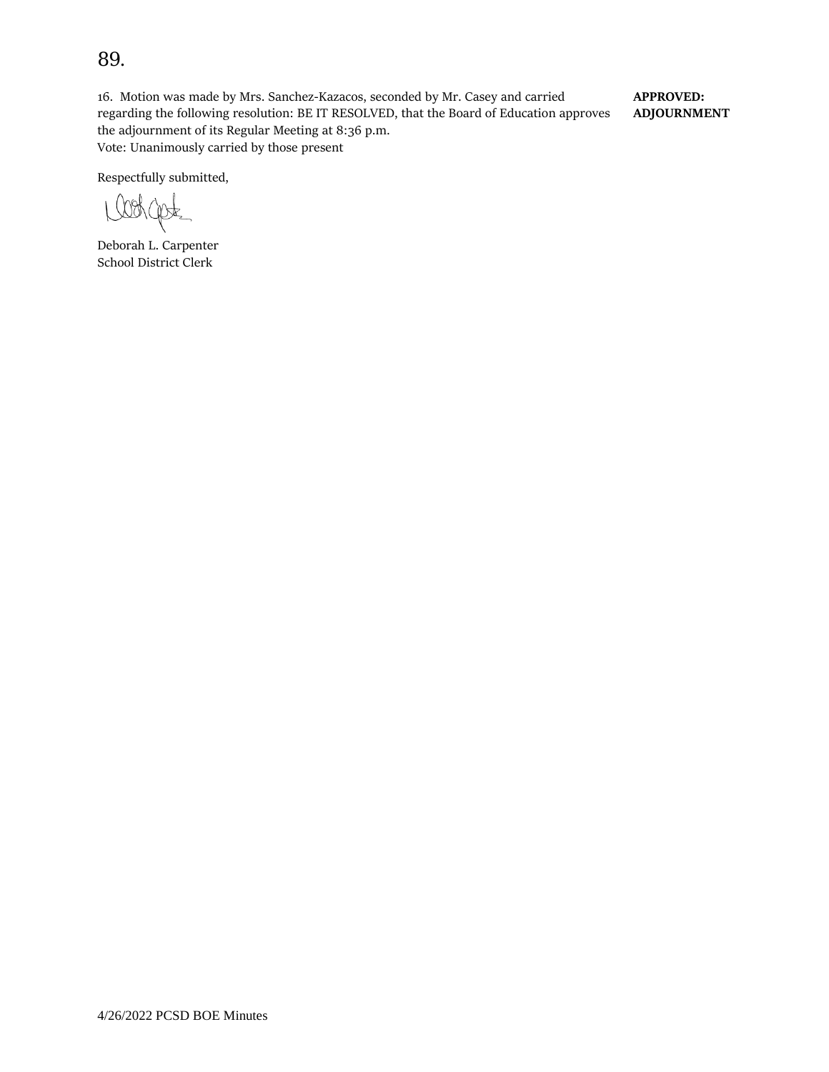16. Motion was made by Mrs. Sanchez-Kazacos, seconded by Mr. Casey and carried regarding the following resolution: BE IT RESOLVED, that the Board of Education approves the adjournment of its Regular Meeting at 8:36 p.m.
Vote: Unanimously carried by those present

**APPROVED: ADJOURNMENT**

Respectfully submitted,

Deborah L. Carpenter
School District Clerk